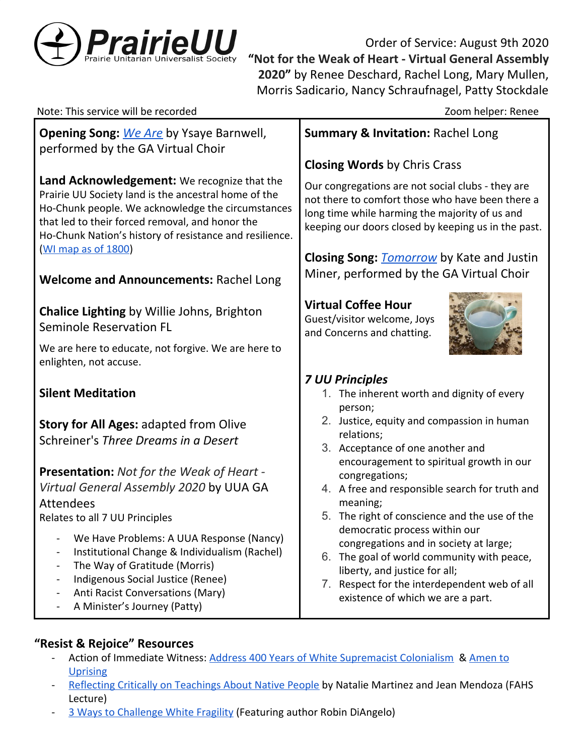PrairieUU
Prairie Unitarian Universalist Society

Order of Service: August 9th 2020

**"Not for the Weak of Heart - Virtual General Assembly 2020"** by Renee Deschard, Rachel Long, Mary Mullen, Morris Sadicario, Nancy Schraufnagel, Patty Stockdale

Note: This service will be recorded

Zoom helper: Renee

**Opening Song:** *We Are* by Ysaye Barnwell, performed by the GA Virtual Choir

**Land Acknowledgement:** We recognize that the Prairie UU Society land is the ancestral home of the Ho-Chunk people. We acknowledge the circumstances that led to their forced removal, and honor the Ho-Chunk Nation's history of resistance and resilience. (WI map as of 1800)

**Welcome and Announcements:** Rachel Long

**Chalice Lighting** by Willie Johns, Brighton Seminole Reservation FL

We are here to educate, not forgive. We are here to enlighten, not accuse.

**Silent Meditation**

**Story for All Ages:** adapted from Olive Schreiner's *Three Dreams in a Desert*

**Presentation:** *Not for the Weak of Heart - Virtual General Assembly 2020* by UUA GA Attendees

Relates to all 7 UU Principles

- We Have Problems: A UUA Response (Nancy)
- Institutional Change & Individualism (Rachel)
- The Way of Gratitude (Morris)
- Indigenous Social Justice (Renee)
- Anti Racist Conversations (Mary)
- A Minister's Journey (Patty)

**Summary & Invitation:** Rachel Long

**Closing Words** by Chris Crass

Our congregations are not social clubs - they are not there to comfort those who have been there a long time while harming the majority of us and keeping our doors closed by keeping us in the past.

**Closing Song:** *Tomorrow* by Kate and Justin Miner, performed by the GA Virtual Choir

**Virtual Coffee Hour**

Guest/visitor welcome, Joys and Concerns and chatting.

***7 UU Principles***

1. The inherent worth and dignity of every person;
2. Justice, equity and compassion in human relations;
3. Acceptance of one another and encouragement to spiritual growth in our congregations;
4. A free and responsible search for truth and meaning;
5. The right of conscience and the use of the democratic process within our congregations and in society at large;
6. The goal of world community with peace, liberty, and justice for all;
7. Respect for the interdependent web of all existence of which we are a part.

## "Resist & Rejoice" Resources

- Action of Immediate Witness: Address 400 Years of White Supremacist Colonialism & Amen to Uprising
- Reflecting Critically on Teachings About Native People by Natalie Martinez and Jean Mendoza (FAHS Lecture)
- 3 Ways to Challenge White Fragility (Featuring author Robin DiAngelo)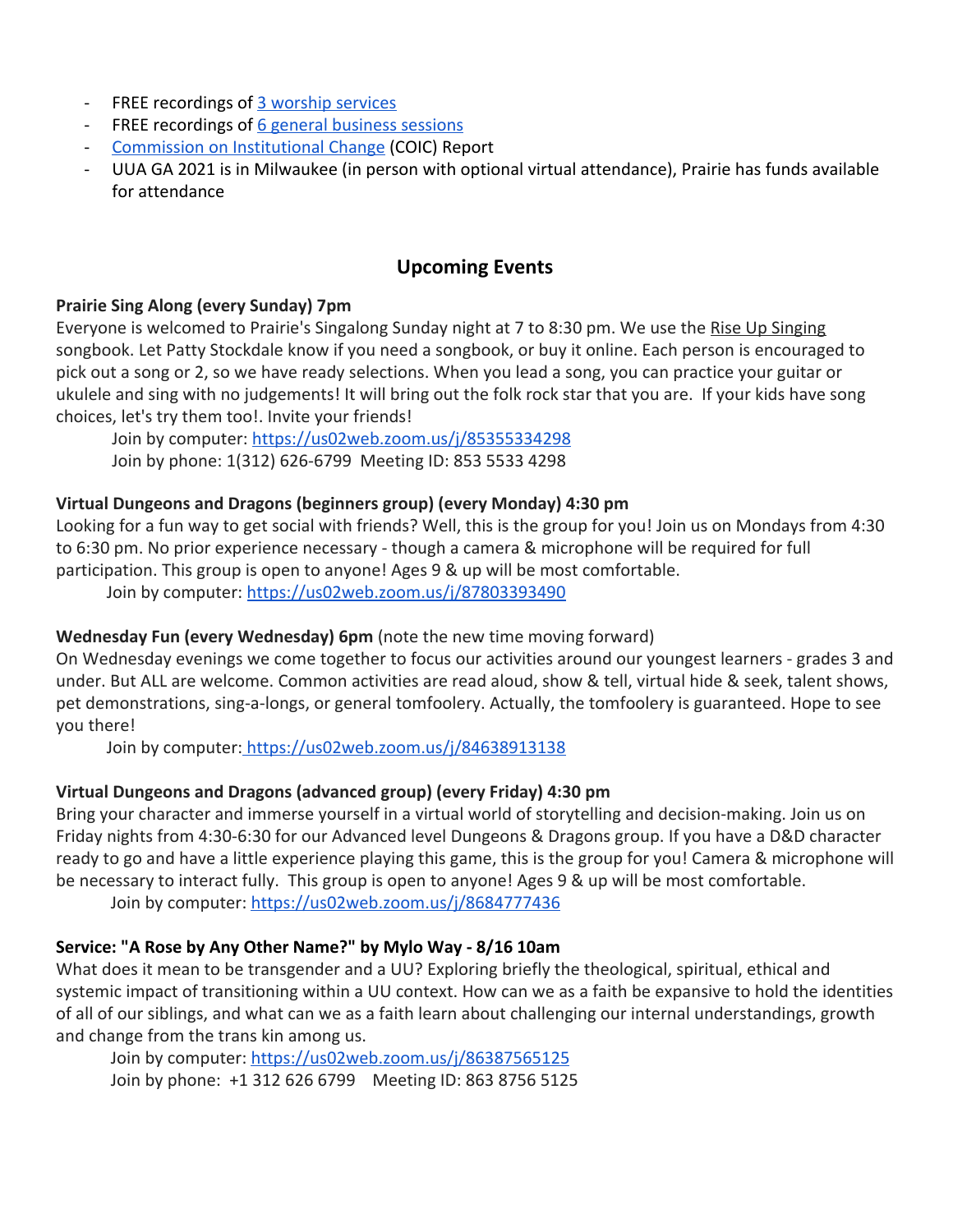- FREE recordings of [3 worship services]
- FREE recordings of [6 general business sessions]
- [Commission on Institutional Change] (COIC) Report
- UUA GA 2021 is in Milwaukee (in person with optional virtual attendance), Prairie has funds available for attendance

## Upcoming Events

**Prairie Sing Along (every Sunday) 7pm**

Everyone is welcomed to Prairie's Singalong Sunday night at 7 to 8:30 pm. We use the Rise Up Singing songbook. Let Patty Stockdale know if you need a songbook, or buy it online. Each person is encouraged to pick out a song or 2, so we have ready selections. When you lead a song, you can practice your guitar or ukulele and sing with no judgements! It will bring out the folk rock star that you are. If your kids have song choices, let's try them too!. Invite your friends!

Join by computer: https://us02web.zoom.us/j/85355334298
Join by phone: 1(312) 626-6799 Meeting ID: 853 5533 4298

**Virtual Dungeons and Dragons (beginners group) (every Monday) 4:30 pm**

Looking for a fun way to get social with friends? Well, this is the group for you! Join us on Mondays from 4:30 to 6:30 pm. No prior experience necessary - though a camera & microphone will be required for full participation. This group is open to anyone! Ages 9 & up will be most comfortable.

Join by computer: https://us02web.zoom.us/j/87803393490

**Wednesday Fun (every Wednesday) 6pm** (note the new time moving forward)

On Wednesday evenings we come together to focus our activities around our youngest learners - grades 3 and under. But ALL are welcome. Common activities are read aloud, show & tell, virtual hide & seek, talent shows, pet demonstrations, sing-a-longs, or general tomfoolery. Actually, the tomfoolery is guaranteed. Hope to see you there!

Join by computer: https://us02web.zoom.us/j/84638913138

**Virtual Dungeons and Dragons (advanced group) (every Friday) 4:30 pm**

Bring your character and immerse yourself in a virtual world of storytelling and decision-making. Join us on Friday nights from 4:30-6:30 for our Advanced level Dungeons & Dragons group. If you have a D&D character ready to go and have a little experience playing this game, this is the group for you! Camera & microphone will be necessary to interact fully. This group is open to anyone! Ages 9 & up will be most comfortable.

Join by computer: https://us02web.zoom.us/j/8684777436

**Service: "A Rose by Any Other Name?" by Mylo Way - 8/16 10am**

What does it mean to be transgender and a UU? Exploring briefly the theological, spiritual, ethical and systemic impact of transitioning within a UU context. How can we as a faith be expansive to hold the identities of all of our siblings, and what can we as a faith learn about challenging our internal understandings, growth and change from the trans kin among us.

Join by computer: https://us02web.zoom.us/j/86387565125
Join by phone: +1 312 626 6799 Meeting ID: 863 8756 5125